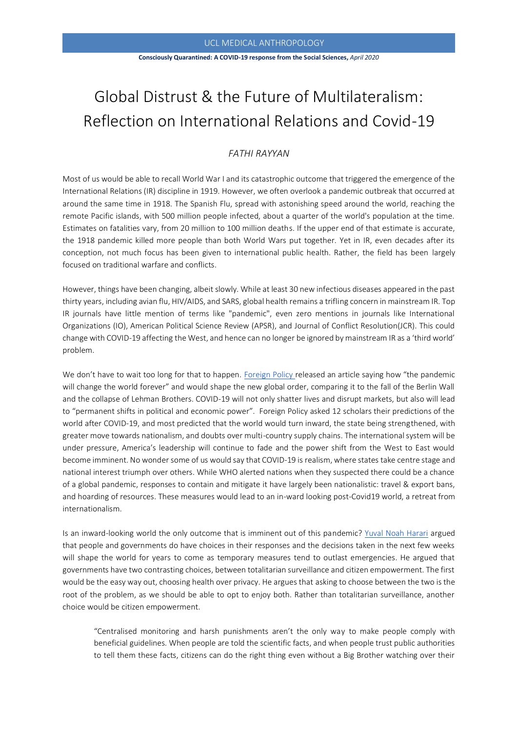# Global Distrust & the Future of Multilateralism: Reflection on International Relations and Covid-19

*FATHI RAYYAN*

Most of us would be able to recall World War I and its catastrophic outcome that triggered the emergence of the International Relations (IR) discipline in 1919. However, we often overlook a pandemic outbreak that occurred at around the same time in 1918. The Spanish Flu, spread with astonishing speed around the world, reaching the remote Pacific islands, with 500 million people infected, about a quarter of the world's population at the time. Estimates on fatalities vary, from 20 million to 100 million deaths. If the upper end of that estimate is accurate, the 1918 pandemic killed more people than both World Wars put together. Yet in IR, even decades after its conception, not much focus has been given to international public health. Rather, the field has been largely focused on traditional warfare and conflicts.

However, things have been changing, albeit slowly. While at least 30 new infectious diseases appeared in the past thirty years, including avian flu, HIV/AIDS, and SARS, global health remains a trifling concern in mainstream IR. Top IR journals have little mention of terms like "pandemic", even zero mentions in journals like International Organizations (IO), American Political Science Review (APSR), and Journal of Conflict Resolution(JCR). This could change with COVID-19 affecting the West, and hence can no longer be ignored by mainstream IR as a 'third world' problem.

We don't have to wait too long for that to happen. Foreign Policy released an article saying how "the pandemic will change the world forever" and would shape the new global order, comparing it to the fall of the Berlin Wall and the collapse of Lehman Brothers. COVID-19 will not only shatter lives and disrupt markets, but also will lead to "permanent shifts in political and economic power". Foreign Policy asked 12 scholars their predictions of the world after COVID-19, and most predicted that the world would turn inward, the state being strengthened, with greater move towards nationalism, and doubts over multi-country supply chains. The international system will be under pressure, America's leadership will continue to fade and the power shift from the West to East would become imminent. No wonder some of us would say that COVID-19 is realism, where states take centre stage and national interest triumph over others. While WHO alerted nations when they suspected there could be a chance of a global pandemic, responses to contain and mitigate it have largely been nationalistic: travel & export bans, and hoarding of resources. These measures would lead to an in-ward looking post-Covid19 world, a retreat from internationalism.

Is an inward-looking world the only outcome that is imminent out of this pandemic? Yuval Noah Harari argued that people and governments do have choices in their responses and the decisions taken in the next few weeks will shape the world for years to come as temporary measures tend to outlast emergencies. He argued that governments have two contrasting choices, between totalitarian surveillance and citizen empowerment. The first would be the easy way out, choosing health over privacy. He argues that asking to choose between the two is the root of the problem, as we should be able to opt to enjoy both. Rather than totalitarian surveillance, another choice would be citizen empowerment.

> "Centralised monitoring and harsh punishments aren't the only way to make people comply with beneficial guidelines. When people are told the scientific facts, and when people trust public authorities to tell them these facts, citizens can do the right thing even without a Big Brother watching over their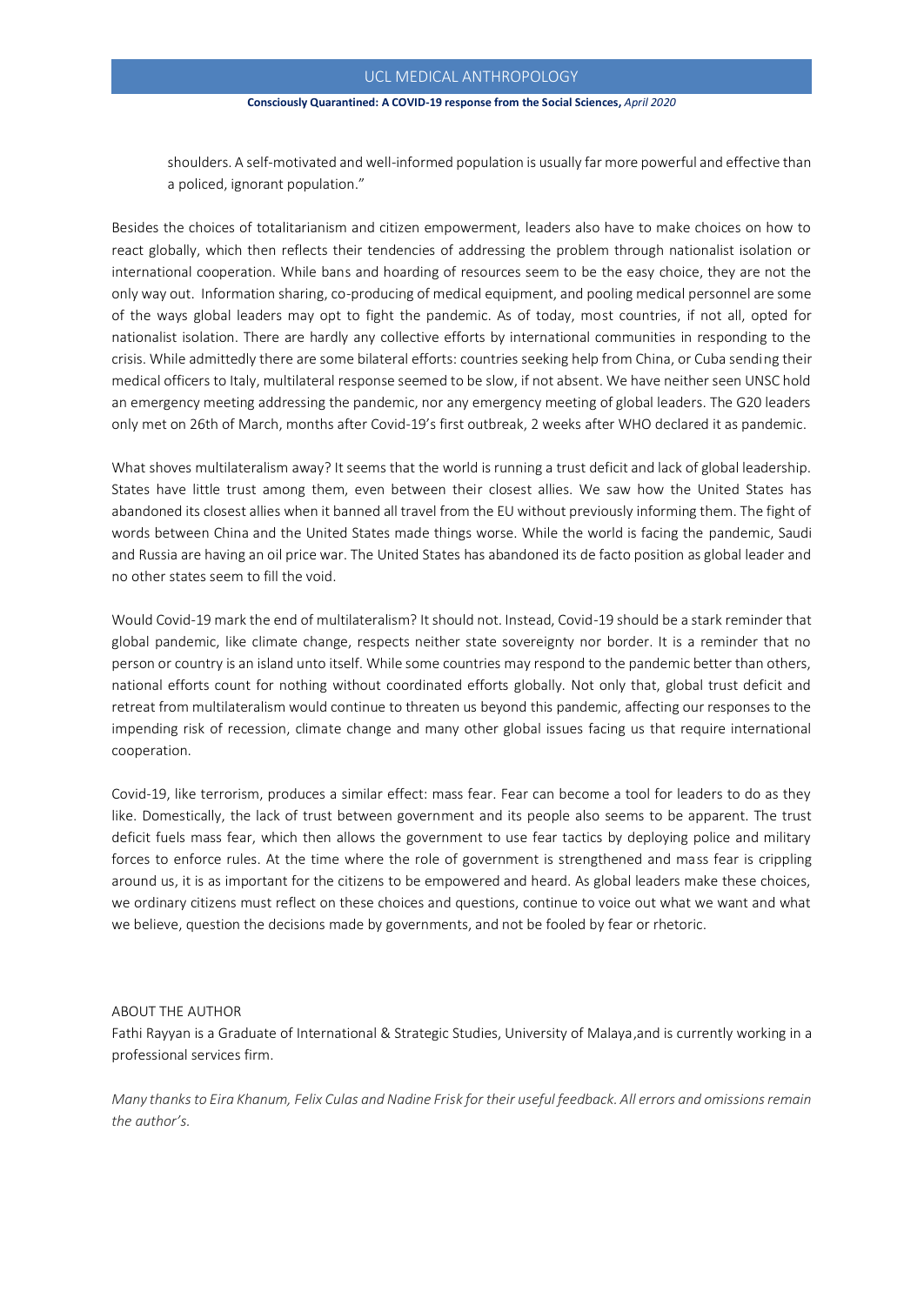shoulders. A self-motivated and well-informed population is usually far more powerful and effective than a policed, ignorant population."

Besides the choices of totalitarianism and citizen empowerment, leaders also have to make choices on how to react globally, which then reflects their tendencies of addressing the problem through nationalist isolation or international cooperation. While bans and hoarding of resources seem to be the easy choice, they are not the only way out. Information sharing, co-producing of medical equipment, and pooling medical personnel are some of the ways global leaders may opt to fight the pandemic. As of today, most countries, if not all, opted for nationalist isolation. There are hardly any collective efforts by international communities in responding to the crisis. While admittedly there are some bilateral efforts: countries seeking help from China, or Cuba sending their medical officers to Italy, multilateral response seemed to be slow, if not absent. We have neither seen UNSC hold an emergency meeting addressing the pandemic, nor any emergency meeting of global leaders. The G20 leaders only met on 26th of March, months after Covid-19's first outbreak, 2 weeks after WHO declared it as pandemic.

What shoves multilateralism away? It seems that the world is running a trust deficit and lack of global leadership. States have little trust among them, even between their closest allies. We saw how the United States has abandoned its closest allies when it banned all travel from the EU without previously informing them. The fight of words between China and the United States made things worse. While the world is facing the pandemic, Saudi and Russia are having an oil price war. The United States has abandoned its de facto position as global leader and no other states seem to fill the void.

Would Covid-19 mark the end of multilateralism? It should not. Instead, Covid-19 should be a stark reminder that global pandemic, like climate change, respects neither state sovereignty nor border. It is a reminder that no person or country is an island unto itself. While some countries may respond to the pandemic better than others, national efforts count for nothing without coordinated efforts globally. Not only that, global trust deficit and retreat from multilateralism would continue to threaten us beyond this pandemic, affecting our responses to the impending risk of recession, climate change and many other global issues facing us that require international cooperation.

Covid-19, like terrorism, produces a similar effect: mass fear. Fear can become a tool for leaders to do as they like. Domestically, the lack of trust between government and its people also seems to be apparent. The trust deficit fuels mass fear, which then allows the government to use fear tactics by deploying police and military forces to enforce rules. At the time where the role of government is strengthened and mass fear is crippling around us, it is as important for the citizens to be empowered and heard. As global leaders make these choices, we ordinary citizens must reflect on these choices and questions, continue to voice out what we want and what we believe, question the decisions made by governments, and not be fooled by fear or rhetoric.

ABOUT THE AUTHOR

Fathi Rayyan is a Graduate of International & Strategic Studies, University of Malaya,and is currently working in a professional services firm.

*Many thanks to Eira Khanum, Felix Culas and Nadine Frisk for their useful feedback. All errors and omissions remain the author's.*